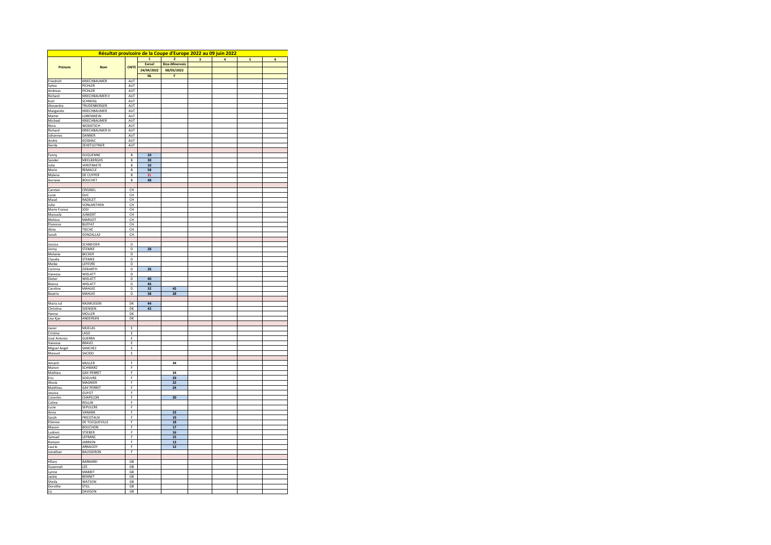# Résultat provisoire de la Coupe d'Europe 2022 au 09 juin 2022

| Prénom | Nom | ONTE | 1 | 2 | 3 | 4 | 5 | 6 |
|---|---|---|---|---|---|---|---|---|
| | | | Eersel | Bize-Minervois | | | | |
| | | | 24/04/2022 | 08/05/2022 | | | | |
| | | | NL | F | | | | |
| Friedrich | KRIECHBAUMER | AUT | | | | | | |
| Sylvia | PICHLER | AUT | | | | | | |
| Andreas | PICHLER | AUT | | | | | | |
| Richard | KRIECHBAUMER II | AUT | | | | | | |
| Kurt | SCHNOGL | AUT | | | | | | |
| Alexandra | TRUDENBERGER | AUT | | | | | | |
| Margarete | KRIECHBAUMER | AUT | | | | | | |
| Martin | LOBENWEIN | AUT | | | | | | |
| Michael | KRIECHBAUMER | AUT | | | | | | |
| Nora | WOKATSCH | AUT | | | | | | |
| Richard | KRIECHBAUMER III | AUT | | | | | | |
| Johannes | DANNER | AUT | | | | | | |
| Andre | KOSMAC | AUT | | | | | | |
| Gerda | ZEHETLEITNER | AUT | | | | | | |
| | | | | | | | | |
| Fanny | DUQUENNE | B | 34 | | | | | |
| Sander | MEELBERGHS | B | 30 | | | | | |
| Julie | VERSTRAETE | B | 10 | | | | | |
| Marie | REMACLE | B | 58 | | | | | |
| Mylena | DE CUYPER | B | EL | | | | | |
| Auriane | BOUCHET | B | 48 | | | | | |
| | | | | | | | | |
| Carmen | CRISINEL | CH | | | | | | |
| Lucie | DUC | CH | | | | | | |
| Maud | RADELET | CH | | | | | | |
| Julie | VONLANTHEN | CH | | | | | | |
| Marie France | JOSI | CH | | | | | | |
| Manuela | JUNKERT | CH | | | | | | |
| Melissa | MARGOT | CH | | | | | | |
| Florence | BUFFAT | CH | | | | | | |
| Aline | TIECHE | CH | | | | | | |
| Sarah | DONZALLAZ | CH | | | | | | |
| | | | | | | | | |
| Jessica | SCHNEIDER | D | | | | | | |
| Jenny | STEMKE | D | 28 | | | | | |
| Melanie | BECKER | D | | | | | | |
| Claudia | STEMKE | D | | | | | | |
| Meike | LEFEVRE | D | | | | | | |
| Corinna | ZIEBARTH | D | 26 | | | | | |
| Vanessa | WIELATT | D | | | | | | |
| Dieter | WIELATT | D | 40 | | | | | |
| Bianca | WIELATT | D | 46 | | | | | |
| Caroline | MAHLKE | D | 32 | 42 | | | | |
| Beatrix | MAHLKE | D | 38 | 28 | | | | |
| | | | | | | | | |
| Maria Jul | RASMUSSEN | DK | 44 | | | | | |
| Christina | SVENSEN | DK | 42 | | | | | |
| Hanne | MOLLER | DK | | | | | | |
| Lisa Kjar | ANDERSEN | DK | | | | | | |
| | | | | | | | | |
| Javier | MUELAS | E | | | | | | |
| Cristina | LASO | E | | | | | | |
| José Antonio | GUERRA | E | | | | | | |
| Vanessa | BRAVO | E | | | | | | |
| Miguel Angel | SANCHEZ | E | | | | | | |
| Manuel | SACIDO | E | | | | | | |
| | | | | | | | | |
| Amanti | MULLER | F | | 34 | | | | |
| Manon | SCHWARZ | F | | | | | | |
| Mathieu | GAY-PERRET | F | | 24 | | | | |
| Eric | SOEUVRE | F | | 29 | | | | |
| Alexia | MAGNIER | F | | 22 | | | | |
| Matthieu | GAY PERRET | F | | 24 | | | | |
| Jessica | GUYOT | F | | | | | | |
| Corentin | CHAPELON | F | | 20 | | | | |
| Coline | ROLLIN | F | | | | | | |
| Lucie | SEPULCRE | F | | | | | | |
| Anne | VANARA | F | | 23 | | | | |
| Sarah | FRICOTAUX | F | | 19 | | | | |
| Etienne | DE TOCQUEVILLE | F | | 18 | | | | |
| Manon | BOUCHON | F | | 17 | | | | |
| Ludovic | STIEBER | F | | 16 | | | | |
| Samuel | LEFRANC | F | | 15 | | | | |
| Romain | JARRION | F | | 13 | | | | |
| Laurie | ARNAUDY | F | | 12 | | | | |
| Jonathan | BAUSSERON | F | | | | | | |
| | | | | | | | | |
| Hilary | BARNARD | GB | | | | | | |
| Susannah | LEE | GB | | | | | | |
| Lynne | MABBIT | GB | | | | | | |
| Jackie | BENNET | GB | | | | | | |
| Sheila | WATSON | GB | | | | | | |
| Dorothe | STILL | GB | | | | | | |
| Liz | DAVISON | GB | | | | | | |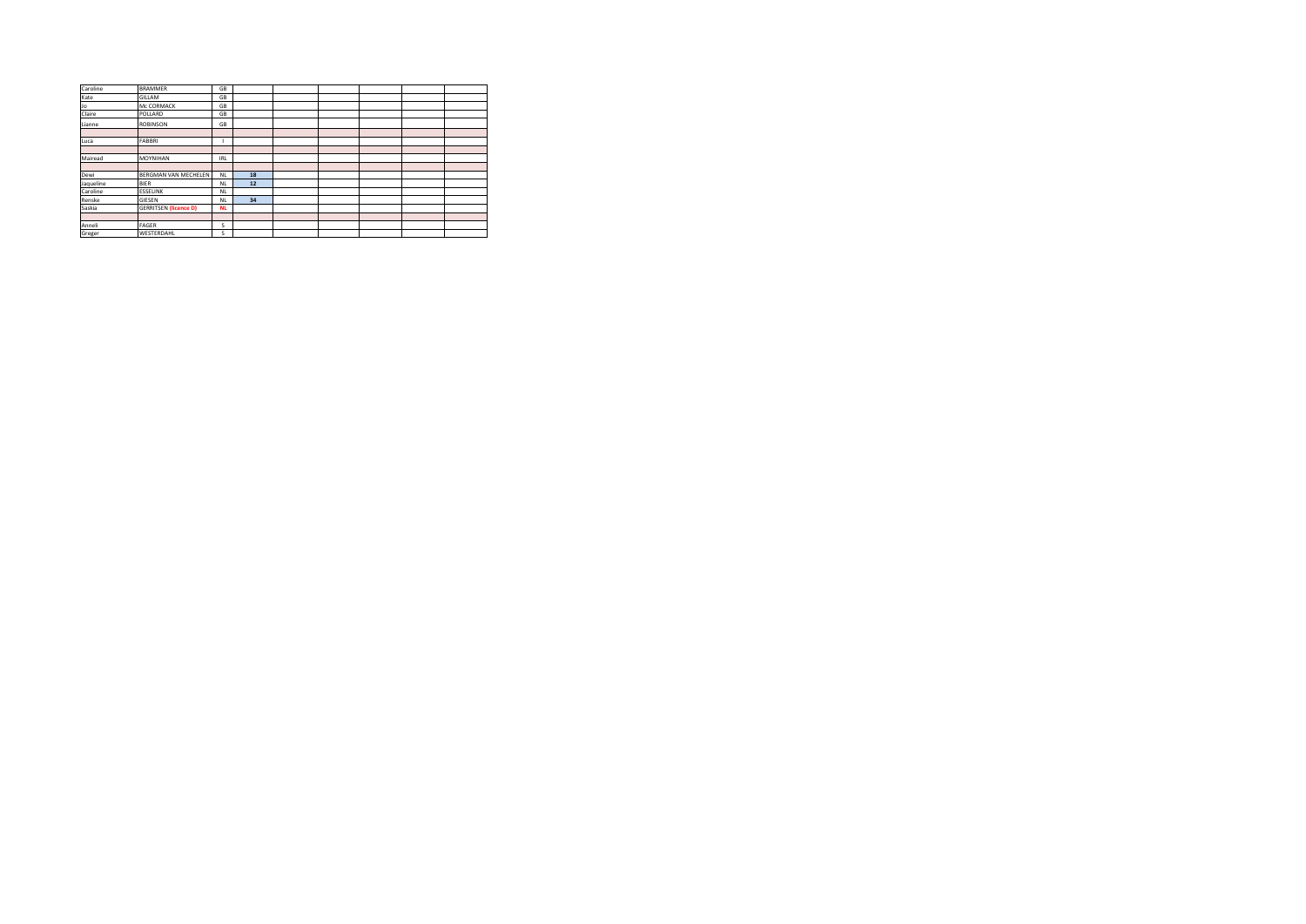| | | | | | | | | |
|---|---|---|---|---|---|---|---|---|
| Caroline | BRAMMER | GB | | | | | | |
| Kate | GILLAM | GB | | | | | | |
| Jo | Mc CORMACK | GB | | | | | | |
| Claire | POLLARD | GB | | | | | | |
| Lianne | ROBINSON | GB | | | | | | |
| | | | | | | | | |
| Luca | FABBRI | I | | | | | | |
| | | | | | | | | |
| Mairead | MOYNIHAN | IRL | | | | | | |
| | | | | | | | | |
| Dewi | BERGMAN VAN MECHELEN | NL | 18 | | | | | |
| Jaqueline | BIER | NL | 12 | | | | | |
| Caroline | ESSELINK | NL | | | | | | |
| Renske | GIESEN | NL | 34 | | | | | |
| Saskia | GERRITSEN (licence D) | NL | | | | | | |
| | | | | | | | | |
| Anneli | FAGER | S | | | | | | |
| Greger | WESTERDAHL | S | | | | | | |